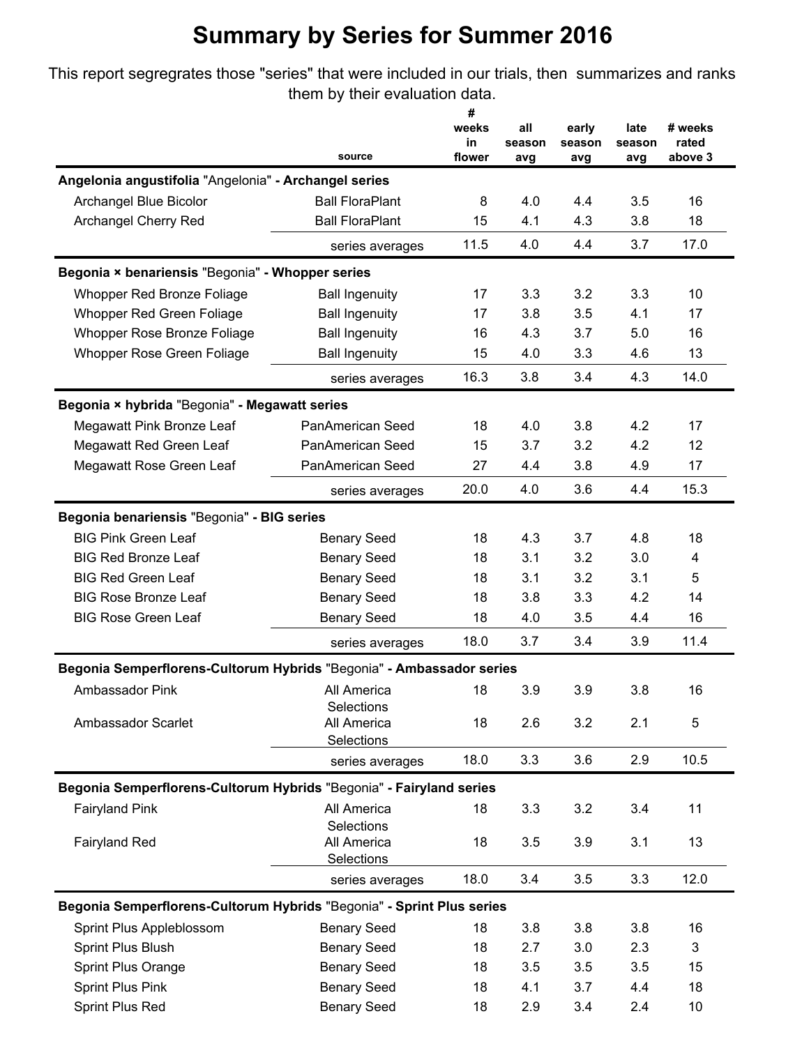# Summary by Series for Summer 2016

This report segregrates those "series" that were included in our trials, then summarizes and ranks them by their evaluation data.

| | source | # weeks in flower | all season avg | early season avg | late season avg | # weeks rated above 3 |
|---|---|---|---|---|---|---|
| **Angelonia angustifolia** "Angelonia" **- Archangel series** | | | | | | |
| Archangel Blue Bicolor | Ball FloraPlant | 8 | 4.0 | 4.4 | 3.5 | 16 |
| Archangel Cherry Red | Ball FloraPlant | 15 | 4.1 | 4.3 | 3.8 | 18 |
| | series averages | 11.5 | 4.0 | 4.4 | 3.7 | 17.0 |
| **Begonia × benariensis** "Begonia" **- Whopper series** | | | | | | |
| Whopper Red Bronze Foliage | Ball Ingenuity | 17 | 3.3 | 3.2 | 3.3 | 10 |
| Whopper Red Green Foliage | Ball Ingenuity | 17 | 3.8 | 3.5 | 4.1 | 17 |
| Whopper Rose Bronze Foliage | Ball Ingenuity | 16 | 4.3 | 3.7 | 5.0 | 16 |
| Whopper Rose Green Foliage | Ball Ingenuity | 15 | 4.0 | 3.3 | 4.6 | 13 |
| | series averages | 16.3 | 3.8 | 3.4 | 4.3 | 14.0 |
| **Begonia × hybrida** "Begonia" **- Megawatt series** | | | | | | |
| Megawatt Pink Bronze Leaf | PanAmerican Seed | 18 | 4.0 | 3.8 | 4.2 | 17 |
| Megawatt Red Green Leaf | PanAmerican Seed | 15 | 3.7 | 3.2 | 4.2 | 12 |
| Megawatt Rose Green Leaf | PanAmerican Seed | 27 | 4.4 | 3.8 | 4.9 | 17 |
| | series averages | 20.0 | 4.0 | 3.6 | 4.4 | 15.3 |
| **Begonia benariensis** "Begonia" **- BIG series** | | | | | | |
| BIG Pink Green Leaf | Benary Seed | 18 | 4.3 | 3.7 | 4.8 | 18 |
| BIG Red Bronze Leaf | Benary Seed | 18 | 3.1 | 3.2 | 3.0 | 4 |
| BIG Red Green Leaf | Benary Seed | 18 | 3.1 | 3.2 | 3.1 | 5 |
| BIG Rose Bronze Leaf | Benary Seed | 18 | 3.8 | 3.3 | 4.2 | 14 |
| BIG Rose Green Leaf | Benary Seed | 18 | 4.0 | 3.5 | 4.4 | 16 |
| | series averages | 18.0 | 3.7 | 3.4 | 3.9 | 11.4 |
| **Begonia Semperflorens-Cultorum Hybrids** "Begonia" **- Ambassador series** | | | | | | |
| Ambassador Pink | All America Selections | 18 | 3.9 | 3.9 | 3.8 | 16 |
| Ambassador Scarlet | All America Selections | 18 | 2.6 | 3.2 | 2.1 | 5 |
| | series averages | 18.0 | 3.3 | 3.6 | 2.9 | 10.5 |
| **Begonia Semperflorens-Cultorum Hybrids** "Begonia" **- Fairyland series** | | | | | | |
| Fairyland Pink | All America Selections | 18 | 3.3 | 3.2 | 3.4 | 11 |
| Fairyland Red | All America Selections | 18 | 3.5 | 3.9 | 3.1 | 13 |
| | series averages | 18.0 | 3.4 | 3.5 | 3.3 | 12.0 |
| **Begonia Semperflorens-Cultorum Hybrids** "Begonia" **- Sprint Plus series** | | | | | | |
| Sprint Plus Appleblossom | Benary Seed | 18 | 3.8 | 3.8 | 3.8 | 16 |
| Sprint Plus Blush | Benary Seed | 18 | 2.7 | 3.0 | 2.3 | 3 |
| Sprint Plus Orange | Benary Seed | 18 | 3.5 | 3.5 | 3.5 | 15 |
| Sprint Plus Pink | Benary Seed | 18 | 4.1 | 3.7 | 4.4 | 18 |
| Sprint Plus Red | Benary Seed | 18 | 2.9 | 3.4 | 2.4 | 10 |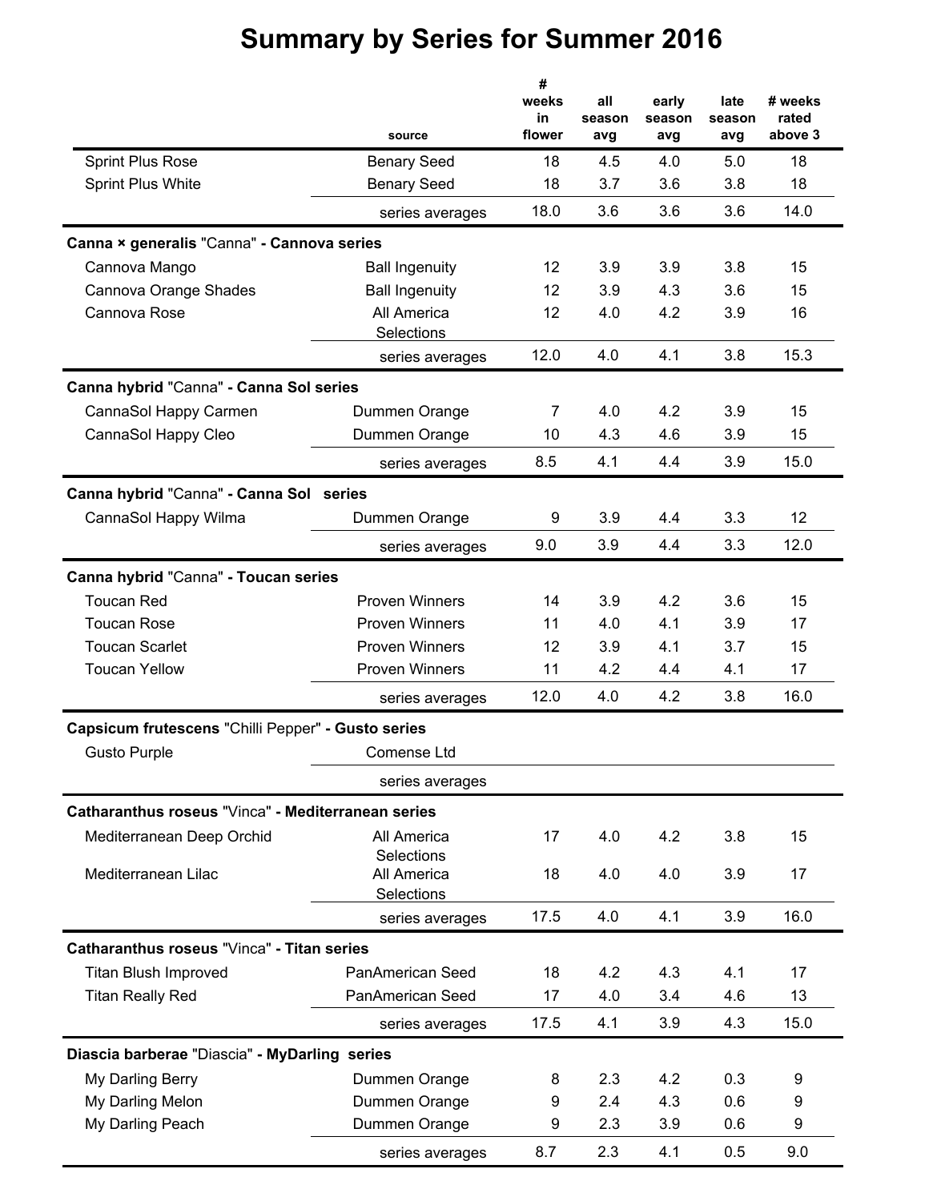# Summary by Series for Summer 2016

| | source | # weeks in flower | all season avg | early season avg | late season avg | # weeks rated above 3 |
|---|---|---|---|---|---|---|
| Sprint Plus Rose | Benary Seed | 18 | 4.5 | 4.0 | 5.0 | 18 |
| Sprint Plus White | Benary Seed | 18 | 3.7 | 3.6 | 3.8 | 18 |
| | series averages | 18.0 | 3.6 | 3.6 | 3.6 | 14.0 |
| **Canna × generalis** "Canna" **- Cannova series** | | | | | | |
| Cannova Mango | Ball Ingenuity | 12 | 3.9 | 3.9 | 3.8 | 15 |
| Cannova Orange Shades | Ball Ingenuity | 12 | 3.9 | 4.3 | 3.6 | 15 |
| Cannova Rose | All America Selections | 12 | 4.0 | 4.2 | 3.9 | 16 |
| | series averages | 12.0 | 4.0 | 4.1 | 3.8 | 15.3 |
| **Canna hybrid** "Canna" **- Canna Sol series** | | | | | | |
| CannaSol Happy Carmen | Dummen Orange | 7 | 4.0 | 4.2 | 3.9 | 15 |
| CannaSol Happy Cleo | Dummen Orange | 10 | 4.3 | 4.6 | 3.9 | 15 |
| | series averages | 8.5 | 4.1 | 4.4 | 3.9 | 15.0 |
| **Canna hybrid** "Canna" **- Canna Sol series** | | | | | | |
| CannaSol Happy Wilma | Dummen Orange | 9 | 3.9 | 4.4 | 3.3 | 12 |
| | series averages | 9.0 | 3.9 | 4.4 | 3.3 | 12.0 |
| **Canna hybrid** "Canna" **- Toucan series** | | | | | | |
| Toucan Red | Proven Winners | 14 | 3.9 | 4.2 | 3.6 | 15 |
| Toucan Rose | Proven Winners | 11 | 4.0 | 4.1 | 3.9 | 17 |
| Toucan Scarlet | Proven Winners | 12 | 3.9 | 4.1 | 3.7 | 15 |
| Toucan Yellow | Proven Winners | 11 | 4.2 | 4.4 | 4.1 | 17 |
| | series averages | 12.0 | 4.0 | 4.2 | 3.8 | 16.0 |
| **Capsicum frutescens** "Chilli Pepper" **- Gusto series** | | | | | | |
| Gusto Purple | Comense Ltd | | | | | |
| | series averages | | | | | |
| **Catharanthus roseus** "Vinca" **- Mediterranean series** | | | | | | |
| Mediterranean Deep Orchid | All America Selections | 17 | 4.0 | 4.2 | 3.8 | 15 |
| Mediterranean Lilac | All America Selections | 18 | 4.0 | 4.0 | 3.9 | 17 |
| | series averages | 17.5 | 4.0 | 4.1 | 3.9 | 16.0 |
| **Catharanthus roseus** "Vinca" **- Titan series** | | | | | | |
| Titan Blush Improved | PanAmerican Seed | 18 | 4.2 | 4.3 | 4.1 | 17 |
| Titan Really Red | PanAmerican Seed | 17 | 4.0 | 3.4 | 4.6 | 13 |
| | series averages | 17.5 | 4.1 | 3.9 | 4.3 | 15.0 |
| **Diascia barberae** "Diascia" **- MyDarling series** | | | | | | |
| My Darling Berry | Dummen Orange | 8 | 2.3 | 4.2 | 0.3 | 9 |
| My Darling Melon | Dummen Orange | 9 | 2.4 | 4.3 | 0.6 | 9 |
| My Darling Peach | Dummen Orange | 9 | 2.3 | 3.9 | 0.6 | 9 |
| | series averages | 8.7 | 2.3 | 4.1 | 0.5 | 9.0 |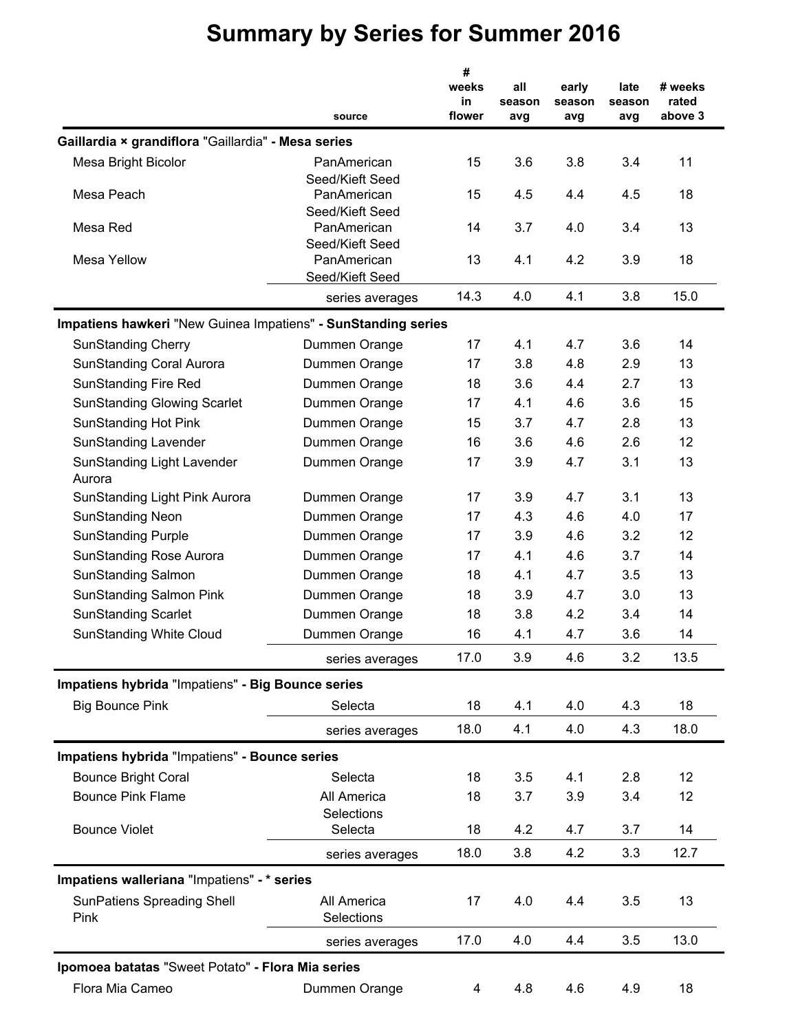# Summary by Series for Summer 2016

| | source | # weeks in flower | all season avg | early season avg | late season avg | # weeks rated above 3 |
|---|---|---|---|---|---|---|
| **Gaillardia × grandiflora "Gaillardia" - Mesa series** | | | | | | |
| Mesa Bright Bicolor | PanAmerican Seed/Kieft Seed | 15 | 3.6 | 3.8 | 3.4 | 11 |
| Mesa Peach | PanAmerican Seed/Kieft Seed | 15 | 4.5 | 4.4 | 4.5 | 18 |
| Mesa Red | PanAmerican Seed/Kieft Seed | 14 | 3.7 | 4.0 | 3.4 | 13 |
| Mesa Yellow | PanAmerican Seed/Kieft Seed | 13 | 4.1 | 4.2 | 3.9 | 18 |
| | series averages | 14.3 | 4.0 | 4.1 | 3.8 | 15.0 |
| **Impatiens hawkeri "New Guinea Impatiens" - SunStanding series** | | | | | | |
| SunStanding Cherry | Dummen Orange | 17 | 4.1 | 4.7 | 3.6 | 14 |
| SunStanding Coral Aurora | Dummen Orange | 17 | 3.8 | 4.8 | 2.9 | 13 |
| SunStanding Fire Red | Dummen Orange | 18 | 3.6 | 4.4 | 2.7 | 13 |
| SunStanding Glowing Scarlet | Dummen Orange | 17 | 4.1 | 4.6 | 3.6 | 15 |
| SunStanding Hot Pink | Dummen Orange | 15 | 3.7 | 4.7 | 2.8 | 13 |
| SunStanding Lavender | Dummen Orange | 16 | 3.6 | 4.6 | 2.6 | 12 |
| SunStanding Light Lavender Aurora | Dummen Orange | 17 | 3.9 | 4.7 | 3.1 | 13 |
| SunStanding Light Pink Aurora | Dummen Orange | 17 | 3.9 | 4.7 | 3.1 | 13 |
| SunStanding Neon | Dummen Orange | 17 | 4.3 | 4.6 | 4.0 | 17 |
| SunStanding Purple | Dummen Orange | 17 | 3.9 | 4.6 | 3.2 | 12 |
| SunStanding Rose Aurora | Dummen Orange | 17 | 4.1 | 4.6 | 3.7 | 14 |
| SunStanding Salmon | Dummen Orange | 18 | 4.1 | 4.7 | 3.5 | 13 |
| SunStanding Salmon Pink | Dummen Orange | 18 | 3.9 | 4.7 | 3.0 | 13 |
| SunStanding Scarlet | Dummen Orange | 18 | 3.8 | 4.2 | 3.4 | 14 |
| SunStanding White Cloud | Dummen Orange | 16 | 4.1 | 4.7 | 3.6 | 14 |
| | series averages | 17.0 | 3.9 | 4.6 | 3.2 | 13.5 |
| **Impatiens hybrida "Impatiens" - Big Bounce series** | | | | | | |
| Big Bounce Pink | Selecta | 18 | 4.1 | 4.0 | 4.3 | 18 |
| | series averages | 18.0 | 4.1 | 4.0 | 4.3 | 18.0 |
| **Impatiens hybrida "Impatiens" - Bounce series** | | | | | | |
| Bounce Bright Coral | Selecta | 18 | 3.5 | 4.1 | 2.8 | 12 |
| Bounce Pink Flame | All America Selections | 18 | 3.7 | 3.9 | 3.4 | 12 |
| Bounce Violet | Selecta | 18 | 4.2 | 4.7 | 3.7 | 14 |
| | series averages | 18.0 | 3.8 | 4.2 | 3.3 | 12.7 |
| **Impatiens walleriana "Impatiens" - * series** | | | | | | |
| SunPatiens Spreading Shell Pink | All America Selections | 17 | 4.0 | 4.4 | 3.5 | 13 |
| | series averages | 17.0 | 4.0 | 4.4 | 3.5 | 13.0 |
| **Ipomoea batatas "Sweet Potato" - Flora Mia series** | | | | | | |
| Flora Mia Cameo | Dummen Orange | 4 | 4.8 | 4.6 | 4.9 | 18 |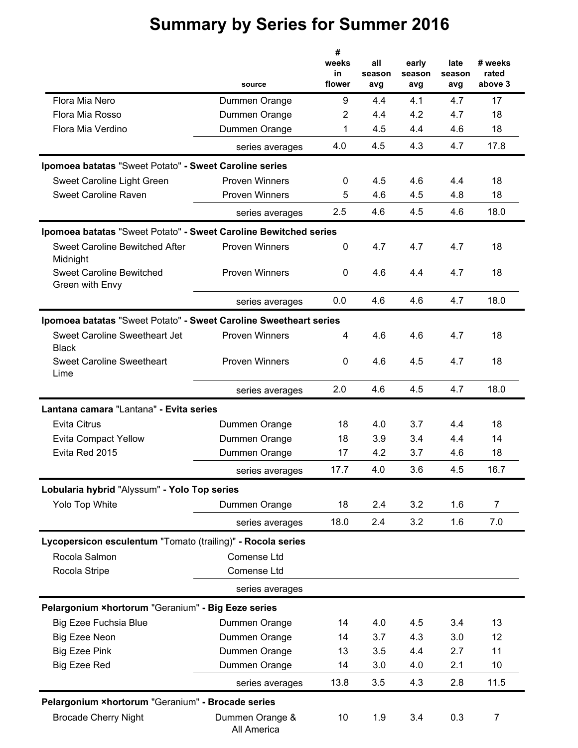# Summary by Series for Summer 2016

| | source | # weeks in flower | all season avg | early season avg | late season avg | # weeks rated above 3 |
|---|---|---|---|---|---|---|
| Flora Mia Nero | Dummen Orange | 9 | 4.4 | 4.1 | 4.7 | 17 |
| Flora Mia Rosso | Dummen Orange | 2 | 4.4 | 4.2 | 4.7 | 18 |
| Flora Mia Verdino | Dummen Orange | 1 | 4.5 | 4.4 | 4.6 | 18 |
| | series averages | 4.0 | 4.5 | 4.3 | 4.7 | 17.8 |
| **Ipomoea batatas** "Sweet Potato" **- Sweet Caroline series** | | | | | | |
| Sweet Caroline Light Green | Proven Winners | 0 | 4.5 | 4.6 | 4.4 | 18 |
| Sweet Caroline Raven | Proven Winners | 5 | 4.6 | 4.5 | 4.8 | 18 |
| | series averages | 2.5 | 4.6 | 4.5 | 4.6 | 18.0 |
| **Ipomoea batatas** "Sweet Potato" **- Sweet Caroline Bewitched series** | | | | | | |
| Sweet Caroline Bewitched After Midnight | Proven Winners | 0 | 4.7 | 4.7 | 4.7 | 18 |
| Sweet Caroline Bewitched Green with Envy | Proven Winners | 0 | 4.6 | 4.4 | 4.7 | 18 |
| | series averages | 0.0 | 4.6 | 4.6 | 4.7 | 18.0 |
| **Ipomoea batatas** "Sweet Potato" **- Sweet Caroline Sweetheart series** | | | | | | |
| Sweet Caroline Sweetheart Jet Black | Proven Winners | 4 | 4.6 | 4.6 | 4.7 | 18 |
| Sweet Caroline Sweetheart Lime | Proven Winners | 0 | 4.6 | 4.5 | 4.7 | 18 |
| | series averages | 2.0 | 4.6 | 4.5 | 4.7 | 18.0 |
| **Lantana camara** "Lantana" **- Evita series** | | | | | | |
| Evita Citrus | Dummen Orange | 18 | 4.0 | 3.7 | 4.4 | 18 |
| Evita Compact Yellow | Dummen Orange | 18 | 3.9 | 3.4 | 4.4 | 14 |
| Evita Red 2015 | Dummen Orange | 17 | 4.2 | 3.7 | 4.6 | 18 |
| | series averages | 17.7 | 4.0 | 3.6 | 4.5 | 16.7 |
| **Lobularia hybrid** "Alyssum" **- Yolo Top series** | | | | | | |
| Yolo Top White | Dummen Orange | 18 | 2.4 | 3.2 | 1.6 | 7 |
| | series averages | 18.0 | 2.4 | 3.2 | 1.6 | 7.0 |
| **Lycopersicon esculentum** "Tomato (trailing)" **- Rocola series** | | | | | | |
| Rocola Salmon | Comense Ltd | | | | | |
| Rocola Stripe | Comense Ltd | | | | | |
| | series averages | | | | | |
| **Pelargonium ×hortorum** "Geranium" **- Big Eeze series** | | | | | | |
| Big Ezee Fuchsia Blue | Dummen Orange | 14 | 4.0 | 4.5 | 3.4 | 13 |
| Big Ezee Neon | Dummen Orange | 14 | 3.7 | 4.3 | 3.0 | 12 |
| Big Ezee Pink | Dummen Orange | 13 | 3.5 | 4.4 | 2.7 | 11 |
| Big Ezee Red | Dummen Orange | 14 | 3.0 | 4.0 | 2.1 | 10 |
| | series averages | 13.8 | 3.5 | 4.3 | 2.8 | 11.5 |
| **Pelargonium ×hortorum** "Geranium" **- Brocade series** | | | | | | |
| Brocade Cherry Night | Dummen Orange & All America | 10 | 1.9 | 3.4 | 0.3 | 7 |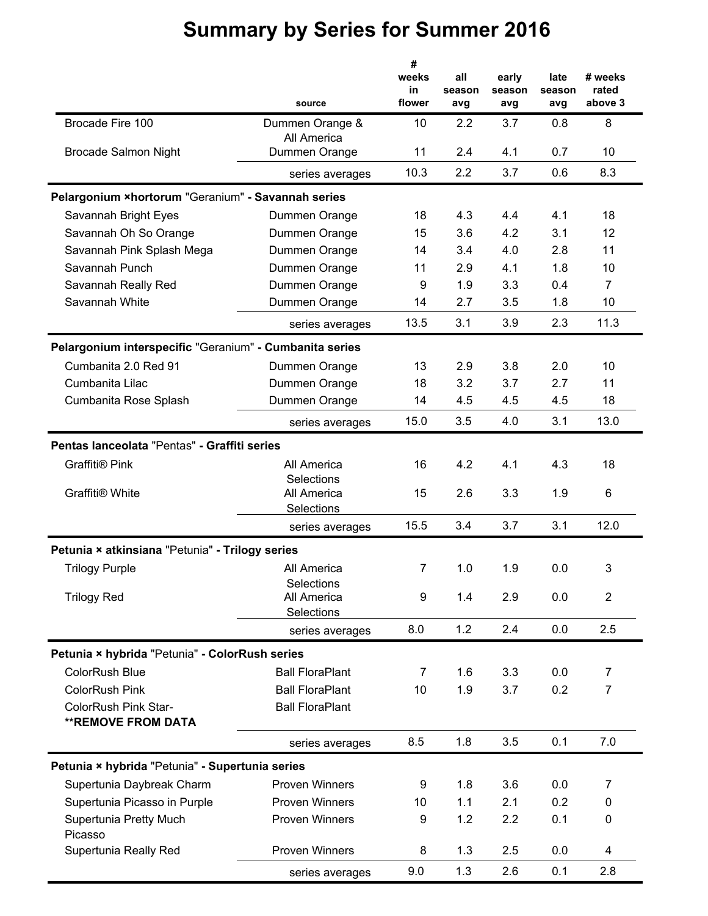# Summary by Series for Summer 2016

| | source | # weeks in flower | all season avg | early season avg | late season avg | # weeks rated above 3 |
|---|---|---|---|---|---|---|
| Brocade Fire 100 | Dummen Orange & All America | 10 | 2.2 | 3.7 | 0.8 | 8 |
| Brocade Salmon Night | Dummen Orange | 11 | 2.4 | 4.1 | 0.7 | 10 |
| | series averages | 10.3 | 2.2 | 3.7 | 0.6 | 8.3 |
| **Pelargonium ×hortorum** "Geranium" **- Savannah series** | | | | | | |
| Savannah Bright Eyes | Dummen Orange | 18 | 4.3 | 4.4 | 4.1 | 18 |
| Savannah Oh So Orange | Dummen Orange | 15 | 3.6 | 4.2 | 3.1 | 12 |
| Savannah Pink Splash Mega | Dummen Orange | 14 | 3.4 | 4.0 | 2.8 | 11 |
| Savannah Punch | Dummen Orange | 11 | 2.9 | 4.1 | 1.8 | 10 |
| Savannah Really Red | Dummen Orange | 9 | 1.9 | 3.3 | 0.4 | 7 |
| Savannah White | Dummen Orange | 14 | 2.7 | 3.5 | 1.8 | 10 |
| | series averages | 13.5 | 3.1 | 3.9 | 2.3 | 11.3 |
| **Pelargonium interspecific** "Geranium" **- Cumbanita series** | | | | | | |
| Cumbanita 2.0 Red 91 | Dummen Orange | 13 | 2.9 | 3.8 | 2.0 | 10 |
| Cumbanita Lilac | Dummen Orange | 18 | 3.2 | 3.7 | 2.7 | 11 |
| Cumbanita Rose Splash | Dummen Orange | 14 | 4.5 | 4.5 | 4.5 | 18 |
| | series averages | 15.0 | 3.5 | 4.0 | 3.1 | 13.0 |
| **Pentas lanceolata** "Pentas" **- Graffiti series** | | | | | | |
| Graffiti® Pink | All America Selections | 16 | 4.2 | 4.1 | 4.3 | 18 |
| Graffiti® White | All America Selections | 15 | 2.6 | 3.3 | 1.9 | 6 |
| | series averages | 15.5 | 3.4 | 3.7 | 3.1 | 12.0 |
| **Petunia × atkinsiana** "Petunia" **- Trilogy series** | | | | | | |
| Trilogy Purple | All America Selections | 7 | 1.0 | 1.9 | 0.0 | 3 |
| Trilogy Red | All America Selections | 9 | 1.4 | 2.9 | 0.0 | 2 |
| | series averages | 8.0 | 1.2 | 2.4 | 0.0 | 2.5 |
| **Petunia × hybrida** "Petunia" **- ColorRush series** | | | | | | |
| ColorRush Blue | Ball FloraPlant | 7 | 1.6 | 3.3 | 0.0 | 7 |
| ColorRush Pink | Ball FloraPlant | 10 | 1.9 | 3.7 | 0.2 | 7 |
| ColorRush Pink Star- **REMOVE FROM DATA | Ball FloraPlant | | | | | |
| | series averages | 8.5 | 1.8 | 3.5 | 0.1 | 7.0 |
| **Petunia × hybrida** "Petunia" **- Supertunia series** | | | | | | |
| Supertunia Daybreak Charm | Proven Winners | 9 | 1.8 | 3.6 | 0.0 | 7 |
| Supertunia Picasso in Purple | Proven Winners | 10 | 1.1 | 2.1 | 0.2 | 0 |
| Supertunia Pretty Much Picasso | Proven Winners | 9 | 1.2 | 2.2 | 0.1 | 0 |
| Supertunia Really Red | Proven Winners | 8 | 1.3 | 2.5 | 0.0 | 4 |
| | series averages | 9.0 | 1.3 | 2.6 | 0.1 | 2.8 |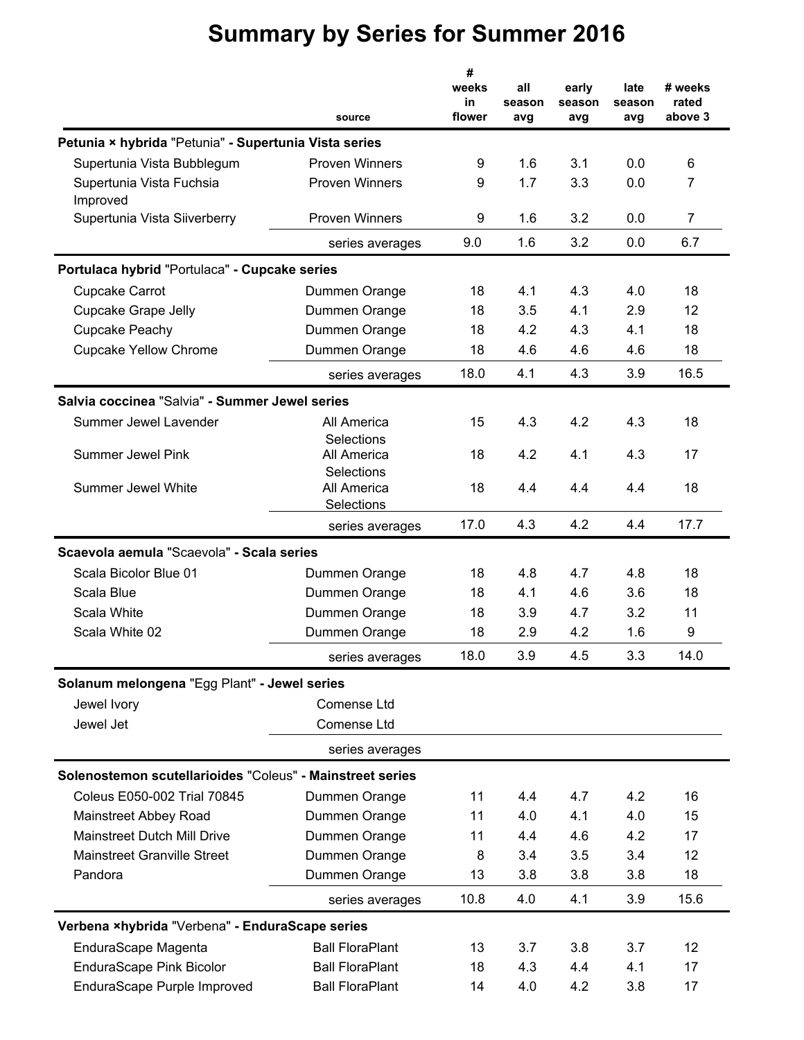# Summary by Series for Summer 2016

| | source | # weeks in flower | all season avg | early season avg | late season avg | # weeks rated above 3 |
|---|---|---|---|---|---|---|
| **Petunia × hybrida** "Petunia" **- Supertunia Vista series** | | | | | | |
| Supertunia Vista Bubblegum | Proven Winners | 9 | 1.6 | 3.1 | 0.0 | 6 |
| Supertunia Vista Fuchsia Improved | Proven Winners | 9 | 1.7 | 3.3 | 0.0 | 7 |
| Supertunia Vista Siiverberry | Proven Winners | 9 | 1.6 | 3.2 | 0.0 | 7 |
| | series averages | 9.0 | 1.6 | 3.2 | 0.0 | 6.7 |
| **Portulaca hybrid** "Portulaca" **- Cupcake series** | | | | | | |
| Cupcake Carrot | Dummen Orange | 18 | 4.1 | 4.3 | 4.0 | 18 |
| Cupcake Grape Jelly | Dummen Orange | 18 | 3.5 | 4.1 | 2.9 | 12 |
| Cupcake Peachy | Dummen Orange | 18 | 4.2 | 4.3 | 4.1 | 18 |
| Cupcake Yellow Chrome | Dummen Orange | 18 | 4.6 | 4.6 | 4.6 | 18 |
| | series averages | 18.0 | 4.1 | 4.3 | 3.9 | 16.5 |
| **Salvia coccinea** "Salvia" **- Summer Jewel series** | | | | | | |
| Summer Jewel Lavender | All America Selections | 15 | 4.3 | 4.2 | 4.3 | 18 |
| Summer Jewel Pink | All America Selections | 18 | 4.2 | 4.1 | 4.3 | 17 |
| Summer Jewel White | All America Selections | 18 | 4.4 | 4.4 | 4.4 | 18 |
| | series averages | 17.0 | 4.3 | 4.2 | 4.4 | 17.7 |
| **Scaevola aemula** "Scaevola" **- Scala series** | | | | | | |
| Scala Bicolor Blue 01 | Dummen Orange | 18 | 4.8 | 4.7 | 4.8 | 18 |
| Scala Blue | Dummen Orange | 18 | 4.1 | 4.6 | 3.6 | 18 |
| Scala White | Dummen Orange | 18 | 3.9 | 4.7 | 3.2 | 11 |
| Scala White 02 | Dummen Orange | 18 | 2.9 | 4.2 | 1.6 | 9 |
| | series averages | 18.0 | 3.9 | 4.5 | 3.3 | 14.0 |
| **Solanum melongena** "Egg Plant" **- Jewel series** | | | | | | |
| Jewel Ivory | Comense Ltd | | | | | |
| Jewel Jet | Comense Ltd | | | | | |
| | series averages | | | | | |
| **Solenostemon scutellarioides** "Coleus" **- Mainstreet series** | | | | | | |
| Coleus E050-002 Trial 70845 | Dummen Orange | 11 | 4.4 | 4.7 | 4.2 | 16 |
| Mainstreet Abbey Road | Dummen Orange | 11 | 4.0 | 4.1 | 4.0 | 15 |
| Mainstreet Dutch Mill Drive | Dummen Orange | 11 | 4.4 | 4.6 | 4.2 | 17 |
| Mainstreet Granville Street | Dummen Orange | 8 | 3.4 | 3.5 | 3.4 | 12 |
| Pandora | Dummen Orange | 13 | 3.8 | 3.8 | 3.8 | 18 |
| | series averages | 10.8 | 4.0 | 4.1 | 3.9 | 15.6 |
| **Verbena ×hybrida** "Verbena" **- EnduraScape series** | | | | | | |
| EnduraScape Magenta | Ball FloraPlant | 13 | 3.7 | 3.8 | 3.7 | 12 |
| EnduraScape Pink Bicolor | Ball FloraPlant | 18 | 4.3 | 4.4 | 4.1 | 17 |
| EnduraScape Purple Improved | Ball FloraPlant | 14 | 4.0 | 4.2 | 3.8 | 17 |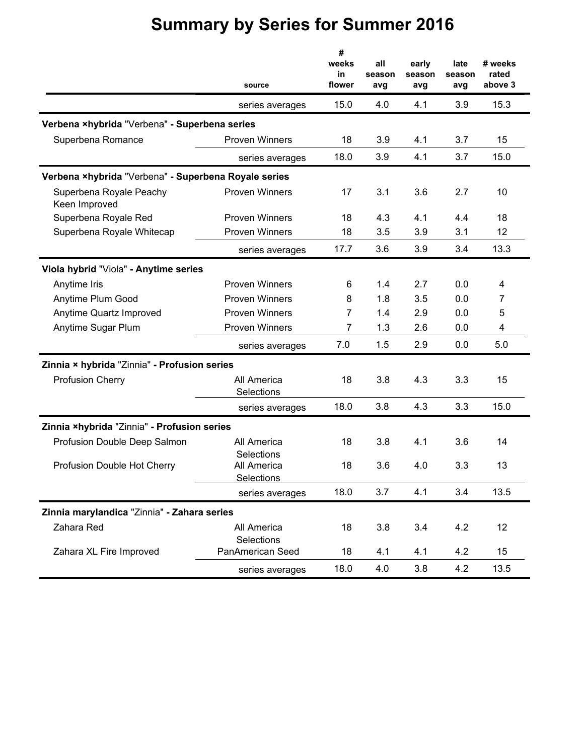# Summary by Series for Summer 2016

| | source | # weeks in flower | all season avg | early season avg | late season avg | # weeks rated above 3 |
|---|---|---|---|---|---|---|
| | series averages | 15.0 | 4.0 | 4.1 | 3.9 | 15.3 |
| **Verbena ×hybrida** "Verbena" **- Superbena series** | | | | | | |
| Superbena Romance | Proven Winners | 18 | 3.9 | 4.1 | 3.7 | 15 |
| | series averages | 18.0 | 3.9 | 4.1 | 3.7 | 15.0 |
| **Verbena ×hybrida** "Verbena" **- Superbena Royale series** | | | | | | |
| Superbena Royale Peachy Keen Improved | Proven Winners | 17 | 3.1 | 3.6 | 2.7 | 10 |
| Superbena Royale Red | Proven Winners | 18 | 4.3 | 4.1 | 4.4 | 18 |
| Superbena Royale Whitecap | Proven Winners | 18 | 3.5 | 3.9 | 3.1 | 12 |
| | series averages | 17.7 | 3.6 | 3.9 | 3.4 | 13.3 |
| **Viola hybrid** "Viola" **- Anytime series** | | | | | | |
| Anytime Iris | Proven Winners | 6 | 1.4 | 2.7 | 0.0 | 4 |
| Anytime Plum Good | Proven Winners | 8 | 1.8 | 3.5 | 0.0 | 7 |
| Anytime Quartz Improved | Proven Winners | 7 | 1.4 | 2.9 | 0.0 | 5 |
| Anytime Sugar Plum | Proven Winners | 7 | 1.3 | 2.6 | 0.0 | 4 |
| | series averages | 7.0 | 1.5 | 2.9 | 0.0 | 5.0 |
| **Zinnia × hybrida** "Zinnia" **- Profusion series** | | | | | | |
| Profusion Cherry | All America Selections | 18 | 3.8 | 4.3 | 3.3 | 15 |
| | series averages | 18.0 | 3.8 | 4.3 | 3.3 | 15.0 |
| **Zinnia ×hybrida** "Zinnia" **- Profusion series** | | | | | | |
| Profusion Double Deep Salmon | All America Selections | 18 | 3.8 | 4.1 | 3.6 | 14 |
| Profusion Double Hot Cherry | All America Selections | 18 | 3.6 | 4.0 | 3.3 | 13 |
| | series averages | 18.0 | 3.7 | 4.1 | 3.4 | 13.5 |
| **Zinnia marylandica** "Zinnia" **- Zahara series** | | | | | | |
| Zahara Red | All America Selections | 18 | 3.8 | 3.4 | 4.2 | 12 |
| Zahara XL Fire Improved | PanAmerican Seed | 18 | 4.1 | 4.1 | 4.2 | 15 |
| | series averages | 18.0 | 4.0 | 3.8 | 4.2 | 13.5 |